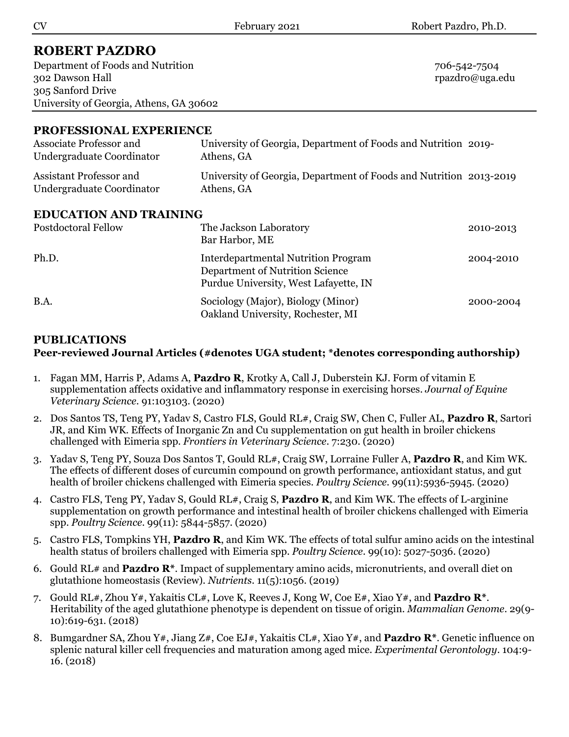# ROBERT PAZDRO

Department of Foods and Nutrition
302 Dawson Hall
305 Sanford Drive
University of Georgia, Athens, GA 30602

706-542-7504
rpazdro@uga.edu

## PROFESSIONAL EXPERIENCE

| | | |
|---|---|---|
| Associate Professor and Undergraduate Coordinator | University of Georgia, Department of Foods and Nutrition Athens, GA | 2019- |
| Assistant Professor and Undergraduate Coordinator | University of Georgia, Department of Foods and Nutrition Athens, GA | 2013-2019 |

## EDUCATION AND TRAINING

| | | |
|---|---|---|
| Postdoctoral Fellow | The Jackson Laboratory Bar Harbor, ME | 2010-2013 |
| Ph.D. | Interdepartmental Nutrition Program Department of Nutrition Science Purdue University, West Lafayette, IN | 2004-2010 |
| B.A. | Sociology (Major), Biology (Minor) Oakland University, Rochester, MI | 2000-2004 |

## PUBLICATIONS

### Peer-reviewed Journal Articles (#denotes UGA student; *denotes corresponding authorship)

1. Fagan MM, Harris P, Adams A, **Pazdro R**, Krotky A, Call J, Duberstein KJ. Form of vitamin E supplementation affects oxidative and inflammatory response in exercising horses. *Journal of Equine Veterinary Science*. 91:103103. (2020)
2. Dos Santos TS, Teng PY, Yadav S, Castro FLS, Gould RL#, Craig SW, Chen C, Fuller AL, **Pazdro R**, Sartori JR, and Kim WK. Effects of Inorganic Zn and Cu supplementation on gut health in broiler chickens challenged with Eimeria spp. *Frontiers in Veterinary Science*. 7:230. (2020)
3. Yadav S, Teng PY, Souza Dos Santos T, Gould RL#, Craig SW, Lorraine Fuller A, **Pazdro R**, and Kim WK. The effects of different doses of curcumin compound on growth performance, antioxidant status, and gut health of broiler chickens challenged with Eimeria species. *Poultry Science*. 99(11):5936-5945. (2020)
4. Castro FLS, Teng PY, Yadav S, Gould RL#, Craig S, **Pazdro R**, and Kim WK. The effects of L-arginine supplementation on growth performance and intestinal health of broiler chickens challenged with Eimeria spp. *Poultry Science*. 99(11): 5844-5857. (2020)
5. Castro FLS, Tompkins YH, **Pazdro R**, and Kim WK. The effects of total sulfur amino acids on the intestinal health status of broilers challenged with Eimeria spp. *Poultry Science*. 99(10): 5027-5036. (2020)
6. Gould RL# and **Pazdro R***. Impact of supplementary amino acids, micronutrients, and overall diet on glutathione homeostasis (Review). *Nutrients*. 11(5):1056. (2019)
7. Gould RL#, Zhou Y#, Yakaitis CL#, Love K, Reeves J, Kong W, Coe E#, Xiao Y#, and **Pazdro R***. Heritability of the aged glutathione phenotype is dependent on tissue of origin. *Mammalian Genome*. 29(9-10):619-631. (2018)
8. Bumgardner SA, Zhou Y#, Jiang Z#, Coe EJ#, Yakaitis CL#, Xiao Y#, and **Pazdro R***. Genetic influence on splenic natural killer cell frequencies and maturation among aged mice. *Experimental Gerontology*. 104:9-16. (2018)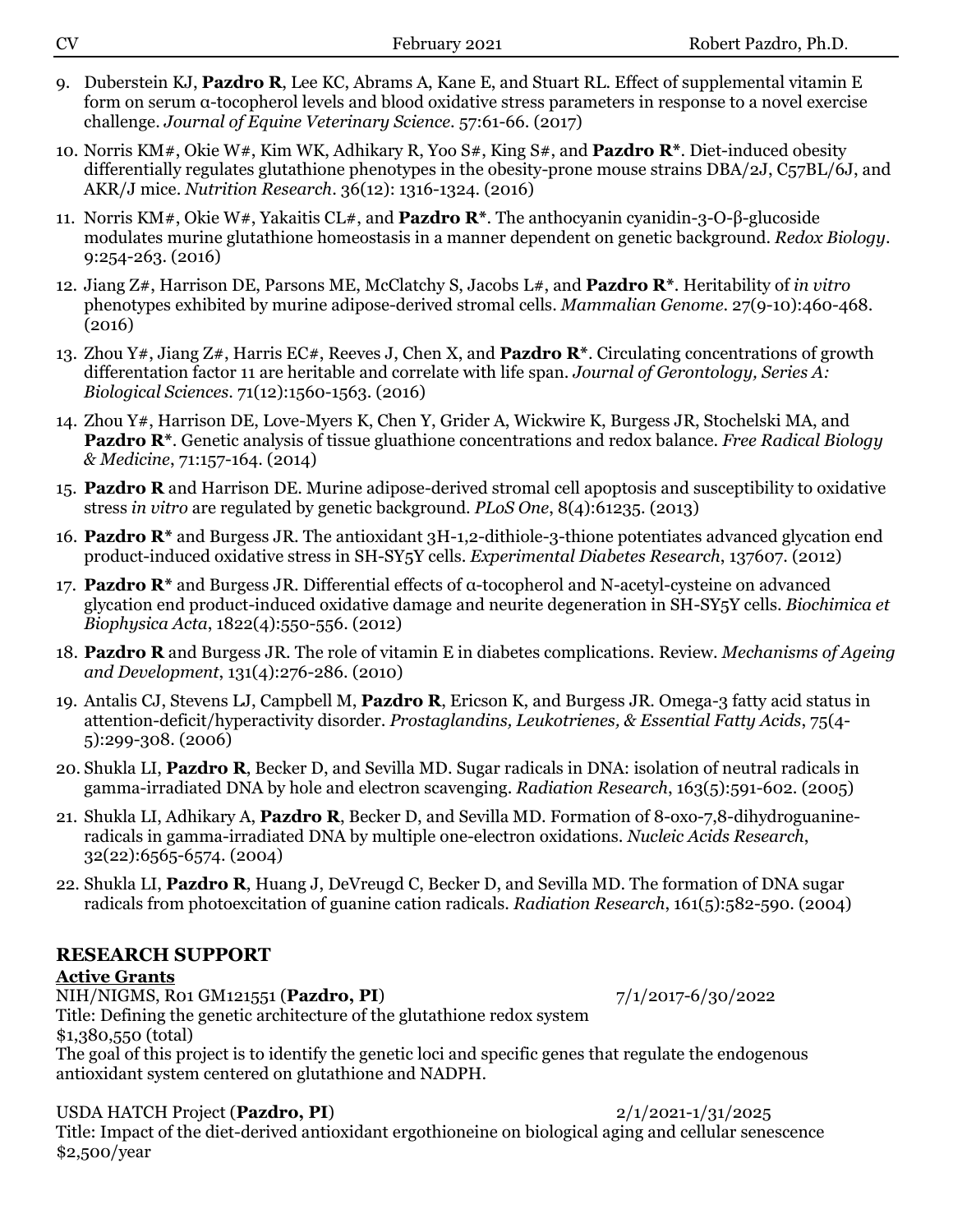9. Duberstein KJ, **Pazdro R**, Lee KC, Abrams A, Kane E, and Stuart RL. Effect of supplemental vitamin E form on serum α-tocopherol levels and blood oxidative stress parameters in response to a novel exercise challenge. *Journal of Equine Veterinary Science*. 57:61-66. (2017)
10. Norris KM#, Okie W#, Kim WK, Adhikary R, Yoo S#, King S#, and **Pazdro R***. Diet-induced obesity differentially regulates glutathione phenotypes in the obesity-prone mouse strains DBA/2J, C57BL/6J, and AKR/J mice. *Nutrition Research*. 36(12): 1316-1324. (2016)
11. Norris KM#, Okie W#, Yakaitis CL#, and **Pazdro R***. The anthocyanin cyanidin-3-O-β-glucoside modulates murine glutathione homeostasis in a manner dependent on genetic background. *Redox Biology*. 9:254-263. (2016)
12. Jiang Z#, Harrison DE, Parsons ME, McClatchy S, Jacobs L#, and **Pazdro R***. Heritability of *in vitro* phenotypes exhibited by murine adipose-derived stromal cells. *Mammalian Genome*. 27(9-10):460-468. (2016)
13. Zhou Y#, Jiang Z#, Harris EC#, Reeves J, Chen X, and **Pazdro R***. Circulating concentrations of growth differentiation factor 11 are heritable and correlate with life span. *Journal of Gerontology, Series A: Biological Sciences*. 71(12):1560-1563. (2016)
14. Zhou Y#, Harrison DE, Love-Myers K, Chen Y, Grider A, Wickwire K, Burgess JR, Stochelski MA, and **Pazdro R***. Genetic analysis of tissue gluathione concentrations and redox balance. *Free Radical Biology & Medicine*, 71:157-164. (2014)
15. **Pazdro R** and Harrison DE. Murine adipose-derived stromal cell apoptosis and susceptibility to oxidative stress *in vitro* are regulated by genetic background. *PLoS One*, 8(4):61235. (2013)
16. **Pazdro R*** and Burgess JR. The antioxidant 3H-1,2-dithiole-3-thione potentiates advanced glycation end product-induced oxidative stress in SH-SY5Y cells. *Experimental Diabetes Research*, 137607. (2012)
17. **Pazdro R*** and Burgess JR. Differential effects of α-tocopherol and N-acetyl-cysteine on advanced glycation end product-induced oxidative damage and neurite degeneration in SH-SY5Y cells. *Biochimica et Biophysica Acta*, 1822(4):550-556. (2012)
18. **Pazdro R** and Burgess JR. The role of vitamin E in diabetes complications. Review. *Mechanisms of Ageing and Development*, 131(4):276-286. (2010)
19. Antalis CJ, Stevens LJ, Campbell M, **Pazdro R**, Ericson K, and Burgess JR. Omega-3 fatty acid status in attention-deficit/hyperactivity disorder. *Prostaglandins, Leukotrienes, & Essential Fatty Acids*, 75(4-5):299-308. (2006)
20. Shukla LI, **Pazdro R**, Becker D, and Sevilla MD. Sugar radicals in DNA: isolation of neutral radicals in gamma-irradiated DNA by hole and electron scavenging. *Radiation Research*, 163(5):591-602. (2005)
21. Shukla LI, Adhikary A, **Pazdro R**, Becker D, and Sevilla MD. Formation of 8-oxo-7,8-dihydroguanine-radicals in gamma-irradiated DNA by multiple one-electron oxidations. *Nucleic Acids Research*, 32(22):6565-6574. (2004)
22. Shukla LI, **Pazdro R**, Huang J, DeVreugd C, Becker D, and Sevilla MD. The formation of DNA sugar radicals from photoexcitation of guanine cation radicals. *Radiation Research*, 161(5):582-590. (2004)

## RESEARCH SUPPORT

### Active Grants

NIH/NIGMS, R01 GM121551 (**Pazdro, PI**) 7/1/2017-6/30/2022
Title: Defining the genetic architecture of the glutathione redox system
$1,380,550 (total)
The goal of this project is to identify the genetic loci and specific genes that regulate the endogenous antioxidant system centered on glutathione and NADPH.

USDA HATCH Project (**Pazdro, PI**) 2/1/2021-1/31/2025
Title: Impact of the diet-derived antioxidant ergothioneine on biological aging and cellular senescence
$2,500/year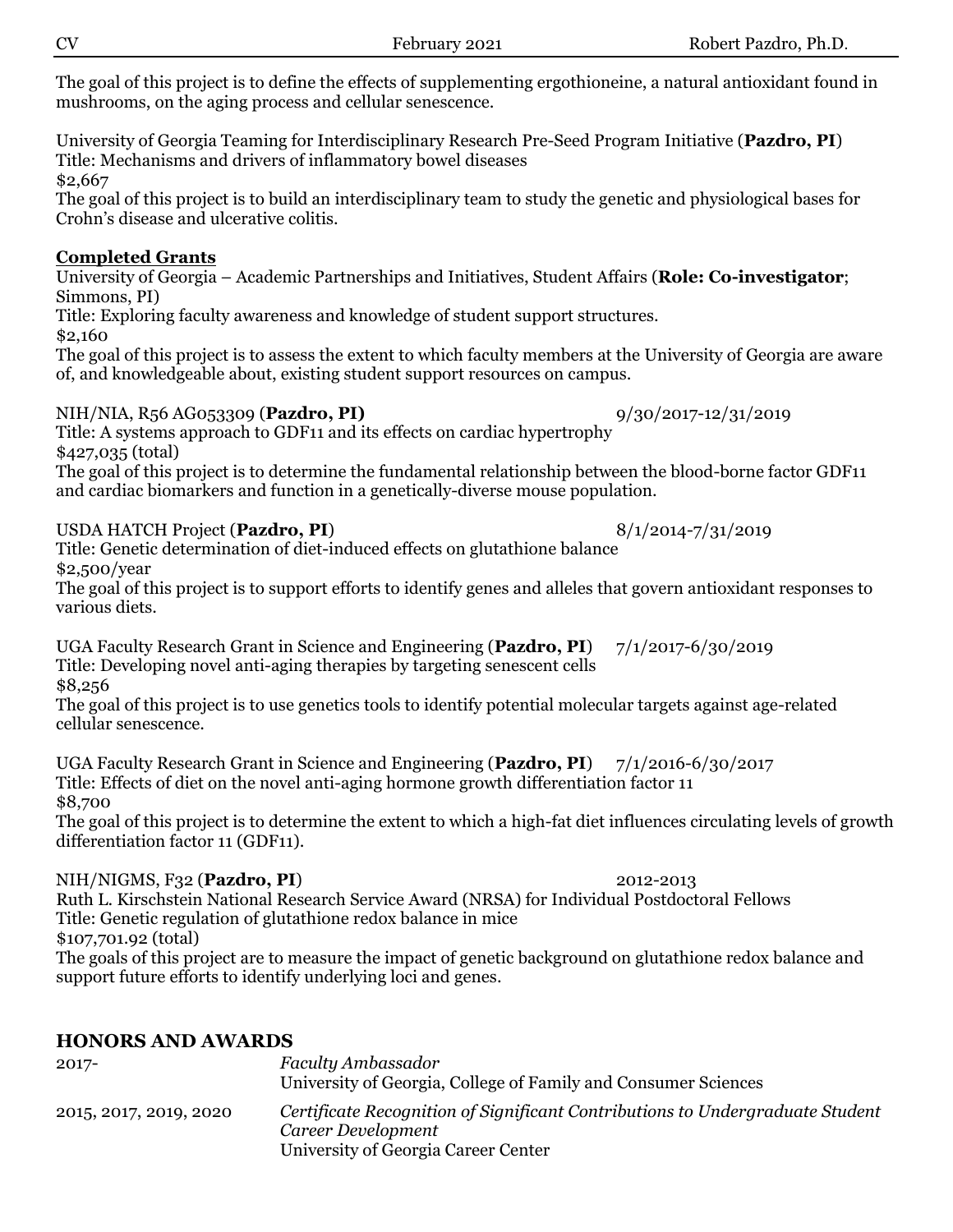The goal of this project is to define the effects of supplementing ergothioneine, a natural antioxidant found in mushrooms, on the aging process and cellular senescence.

University of Georgia Teaming for Interdisciplinary Research Pre-Seed Program Initiative (**Pazdro, PI**)
Title: Mechanisms and drivers of inflammatory bowel diseases
$2,667
The goal of this project is to build an interdisciplinary team to study the genetic and physiological bases for Crohn's disease and ulcerative colitis.

**Completed Grants**

University of Georgia – Academic Partnerships and Initiatives, Student Affairs (**Role: Co-investigator**; Simmons, PI)
Title: Exploring faculty awareness and knowledge of student support structures.
$2,160
The goal of this project is to assess the extent to which faculty members at the University of Georgia are aware of, and knowledgeable about, existing student support resources on campus.

NIH/NIA, R56 AG053309 (**Pazdro, PI**) 9/30/2017-12/31/2019
Title: A systems approach to GDF11 and its effects on cardiac hypertrophy
$427,035 (total)
The goal of this project is to determine the fundamental relationship between the blood-borne factor GDF11 and cardiac biomarkers and function in a genetically-diverse mouse population.

USDA HATCH Project (**Pazdro, PI**) 8/1/2014-7/31/2019
Title: Genetic determination of diet-induced effects on glutathione balance
$2,500/year
The goal of this project is to support efforts to identify genes and alleles that govern antioxidant responses to various diets.

UGA Faculty Research Grant in Science and Engineering (**Pazdro, PI**) 7/1/2017-6/30/2019
Title: Developing novel anti-aging therapies by targeting senescent cells
$8,256
The goal of this project is to use genetics tools to identify potential molecular targets against age-related cellular senescence.

UGA Faculty Research Grant in Science and Engineering (**Pazdro, PI**) 7/1/2016-6/30/2017
Title: Effects of diet on the novel anti-aging hormone growth differentiation factor 11
$8,700
The goal of this project is to determine the extent to which a high-fat diet influences circulating levels of growth differentiation factor 11 (GDF11).

NIH/NIGMS, F32 (**Pazdro, PI**) 2012-2013
Ruth L. Kirschstein National Research Service Award (NRSA) for Individual Postdoctoral Fellows
Title: Genetic regulation of glutathione redox balance in mice
$107,701.92 (total)
The goals of this project are to measure the impact of genetic background on glutathione redox balance and support future efforts to identify underlying loci and genes.

## HONORS AND AWARDS

2017- *Faculty Ambassador*
University of Georgia, College of Family and Consumer Sciences

2015, 2017, 2019, 2020 *Certificate Recognition of Significant Contributions to Undergraduate Student Career Development*
University of Georgia Career Center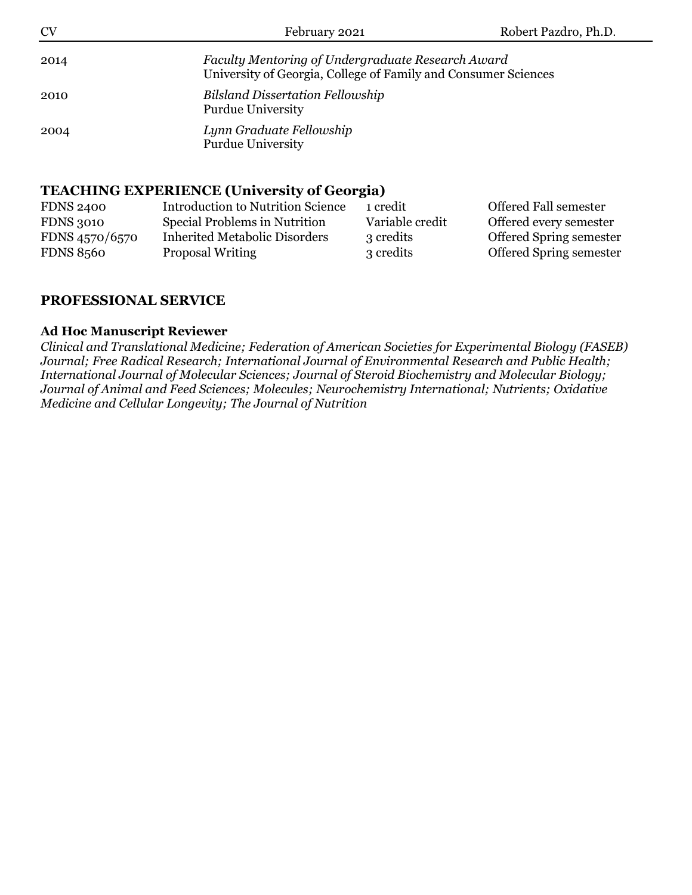| | |
|---|---|
| 2014 | *Faculty Mentoring of Undergraduate Research Award*<br>University of Georgia, College of Family and Consumer Sciences |
| 2010 | *Bilsland Dissertation Fellowship*<br>Purdue University |
| 2004 | *Lynn Graduate Fellowship*<br>Purdue University |

## TEACHING EXPERIENCE (University of Georgia)

| | | | |
|---|---|---|---|
| FDNS 2400 | Introduction to Nutrition Science | 1 credit | Offered Fall semester |
| FDNS 3010 | Special Problems in Nutrition | Variable credit | Offered every semester |
| FDNS 4570/6570 | Inherited Metabolic Disorders | 3 credits | Offered Spring semester |
| FDNS 8560 | Proposal Writing | 3 credits | Offered Spring semester |

## PROFESSIONAL SERVICE

### Ad Hoc Manuscript Reviewer

*Clinical and Translational Medicine; Federation of American Societies for Experimental Biology (FASEB) Journal; Free Radical Research; International Journal of Environmental Research and Public Health; International Journal of Molecular Sciences; Journal of Steroid Biochemistry and Molecular Biology; Journal of Animal and Feed Sciences; Molecules; Neurochemistry International; Nutrients; Oxidative Medicine and Cellular Longevity; The Journal of Nutrition*